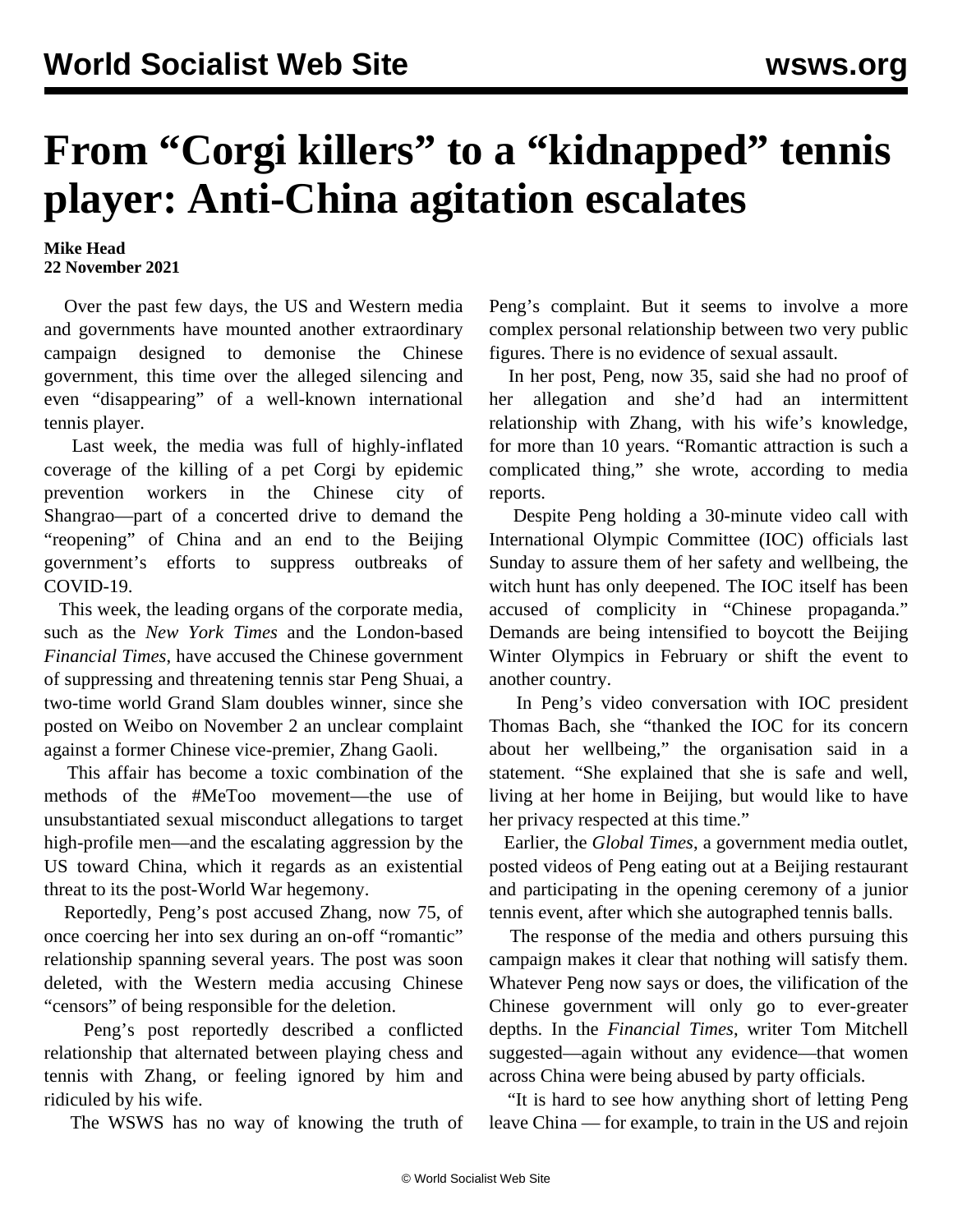# From "Corgi killers" to a "kidnapped" tennis player: Anti-China agitation escalates

**Mike Head**
**22 November 2021**

Over the past few days, the US and Western media and governments have mounted another extraordinary campaign designed to demonise the Chinese government, this time over the alleged silencing and even "disappearing" of a well-known international tennis player.

Last week, the media was full of highly-inflated coverage of the killing of a pet Corgi by epidemic prevention workers in the Chinese city of Shangrao—part of a concerted drive to demand the "reopening" of China and an end to the Beijing government's efforts to suppress outbreaks of COVID-19.

This week, the leading organs of the corporate media, such as the *New York Times* and the London-based *Financial Times*, have accused the Chinese government of suppressing and threatening tennis star Peng Shuai, a two-time world Grand Slam doubles winner, since she posted on Weibo on November 2 an unclear complaint against a former Chinese vice-premier, Zhang Gaoli.

This affair has become a toxic combination of the methods of the #MeToo movement—the use of unsubstantiated sexual misconduct allegations to target high-profile men—and the escalating aggression by the US toward China, which it regards as an existential threat to its the post-World War hegemony.

Reportedly, Peng's post accused Zhang, now 75, of once coercing her into sex during an on-off "romantic" relationship spanning several years. The post was soon deleted, with the Western media accusing Chinese "censors" of being responsible for the deletion.

Peng's post reportedly described a conflicted relationship that alternated between playing chess and tennis with Zhang, or feeling ignored by him and ridiculed by his wife.

The WSWS has no way of knowing the truth of Peng's complaint. But it seems to involve a more complex personal relationship between two very public figures. There is no evidence of sexual assault.

In her post, Peng, now 35, said she had no proof of her allegation and she'd had an intermittent relationship with Zhang, with his wife's knowledge, for more than 10 years. "Romantic attraction is such a complicated thing," she wrote, according to media reports.

Despite Peng holding a 30-minute video call with International Olympic Committee (IOC) officials last Sunday to assure them of her safety and wellbeing, the witch hunt has only deepened. The IOC itself has been accused of complicity in "Chinese propaganda." Demands are being intensified to boycott the Beijing Winter Olympics in February or shift the event to another country.

In Peng's video conversation with IOC president Thomas Bach, she "thanked the IOC for its concern about her wellbeing," the organisation said in a statement. "She explained that she is safe and well, living at her home in Beijing, but would like to have her privacy respected at this time."

Earlier, the *Global Times*, a government media outlet, posted videos of Peng eating out at a Beijing restaurant and participating in the opening ceremony of a junior tennis event, after which she autographed tennis balls.

The response of the media and others pursuing this campaign makes it clear that nothing will satisfy them. Whatever Peng now says or does, the vilification of the Chinese government will only go to ever-greater depths. In the *Financial Times*, writer Tom Mitchell suggested—again without any evidence—that women across China were being abused by party officials.

"It is hard to see how anything short of letting Peng leave China — for example, to train in the US and rejoin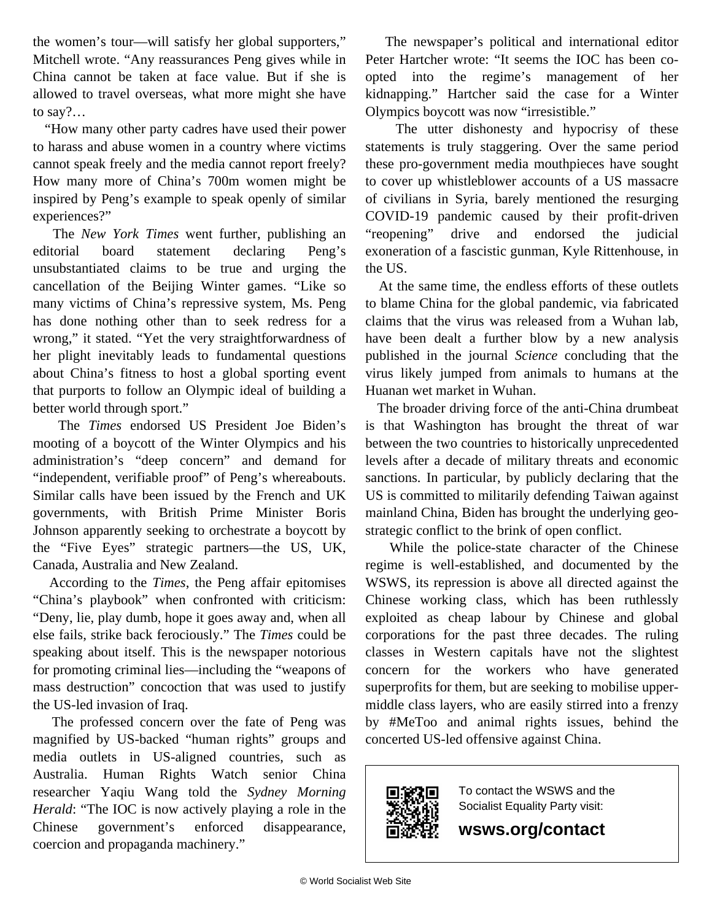the women's tour—will satisfy her global supporters," Mitchell wrote. "Any reassurances Peng gives while in China cannot be taken at face value. But if she is allowed to travel overseas, what more might she have to say?…

"How many other party cadres have used their power to harass and abuse women in a country where victims cannot speak freely and the media cannot report freely? How many more of China's 700m women might be inspired by Peng's example to speak openly of similar experiences?"

The *New York Times* went further, publishing an editorial board statement declaring Peng's unsubstantiated claims to be true and urging the cancellation of the Beijing Winter games. "Like so many victims of China's repressive system, Ms. Peng has done nothing other than to seek redress for a wrong," it stated. "Yet the very straightforwardness of her plight inevitably leads to fundamental questions about China's fitness to host a global sporting event that purports to follow an Olympic ideal of building a better world through sport."

The *Times* endorsed US President Joe Biden's mooting of a boycott of the Winter Olympics and his administration's "deep concern" and demand for "independent, verifiable proof" of Peng's whereabouts. Similar calls have been issued by the French and UK governments, with British Prime Minister Boris Johnson apparently seeking to orchestrate a boycott by the "Five Eyes" strategic partners—the US, UK, Canada, Australia and New Zealand.

According to the *Times*, the Peng affair epitomises "China's playbook" when confronted with criticism: "Deny, lie, play dumb, hope it goes away and, when all else fails, strike back ferociously." The *Times* could be speaking about itself. This is the newspaper notorious for promoting criminal lies—including the "weapons of mass destruction" concoction that was used to justify the US-led invasion of Iraq.

The professed concern over the fate of Peng was magnified by US-backed "human rights" groups and media outlets in US-aligned countries, such as Australia. Human Rights Watch senior China researcher Yaqiu Wang told the *Sydney Morning Herald*: "The IOC is now actively playing a role in the Chinese government's enforced disappearance, coercion and propaganda machinery."

The newspaper's political and international editor Peter Hartcher wrote: "It seems the IOC has been co-opted into the regime's management of her kidnapping." Hartcher said the case for a Winter Olympics boycott was now "irresistible."

The utter dishonesty and hypocrisy of these statements is truly staggering. Over the same period these pro-government media mouthpieces have sought to cover up whistleblower accounts of a US massacre of civilians in Syria, barely mentioned the resurging COVID-19 pandemic caused by their profit-driven "reopening" drive and endorsed the judicial exoneration of a fascistic gunman, Kyle Rittenhouse, in the US.

At the same time, the endless efforts of these outlets to blame China for the global pandemic, via fabricated claims that the virus was released from a Wuhan lab, have been dealt a further blow by a new analysis published in the journal *Science* concluding that the virus likely jumped from animals to humans at the Huanan wet market in Wuhan.

The broader driving force of the anti-China drumbeat is that Washington has brought the threat of war between the two countries to historically unprecedented levels after a decade of military threats and economic sanctions. In particular, by publicly declaring that the US is committed to militarily defending Taiwan against mainland China, Biden has brought the underlying geo-strategic conflict to the brink of open conflict.

While the police-state character of the Chinese regime is well-established, and documented by the WSWS, its repression is above all directed against the Chinese working class, which has been ruthlessly exploited as cheap labour by Chinese and global corporations for the past three decades. The ruling classes in Western capitals have not the slightest concern for the workers who have generated superprofits for them, but are seeking to mobilise upper-middle class layers, who are easily stirred into a frenzy by #MeToo and animal rights issues, behind the concerted US-led offensive against China.

To contact the WSWS and the Socialist Equality Party visit:

**wsws.org/contact**